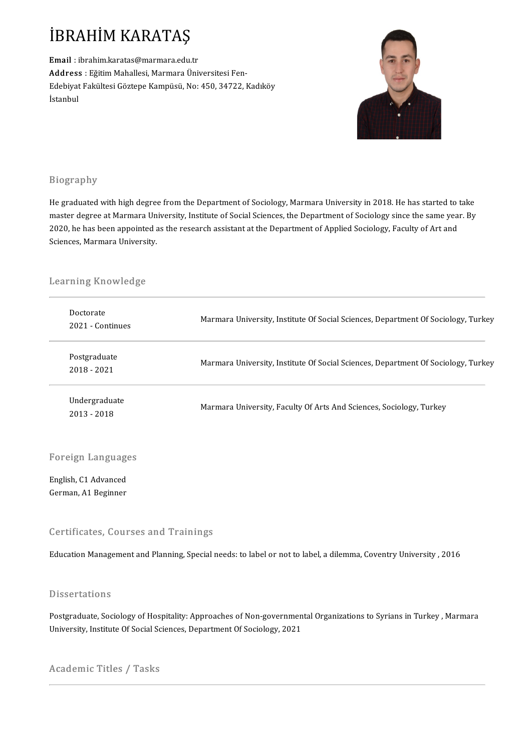# İBRAHİM KARATAŞ

**Email** : ibrahim.karatas@marmara.edu.tr
**Address** : Eğitim Mahallesi, Marmara Üniversitesi Fen-Edebiyat Fakültesi Göztepe Kampüsü, No: 450, 34722, Kadıköy İstanbul

## Biography

He graduated with high degree from the Department of Sociology, Marmara University in 2018. He has started to take master degree at Marmara University, Institute of Social Sciences, the Department of Sociology since the same year. By 2020, he has been appointed as the research assistant at the Department of Applied Sociology, Faculty of Art and Sciences, Marmara University.

## Learning Knowledge

| | |
|---|---|
| Doctorate<br>2021 - Continues | Marmara University, Institute Of Social Sciences, Department Of Sociology, Turkey |
| Postgraduate<br>2018 - 2021 | Marmara University, Institute Of Social Sciences, Department Of Sociology, Turkey |
| Undergraduate<br>2013 - 2018 | Marmara University, Faculty Of Arts And Sciences, Sociology, Turkey |

## Foreign Languages

English, C1 Advanced
German, A1 Beginner

## Certificates, Courses and Trainings

Education Management and Planning, Special needs: to label or not to label, a dilemma, Coventry University , 2016

## Dissertations

Postgraduate, Sociology of Hospitality: Approaches of Non-governmental Organizations to Syrians in Turkey , Marmara University, Institute Of Social Sciences, Department Of Sociology, 2021

## Academic Titles / Tasks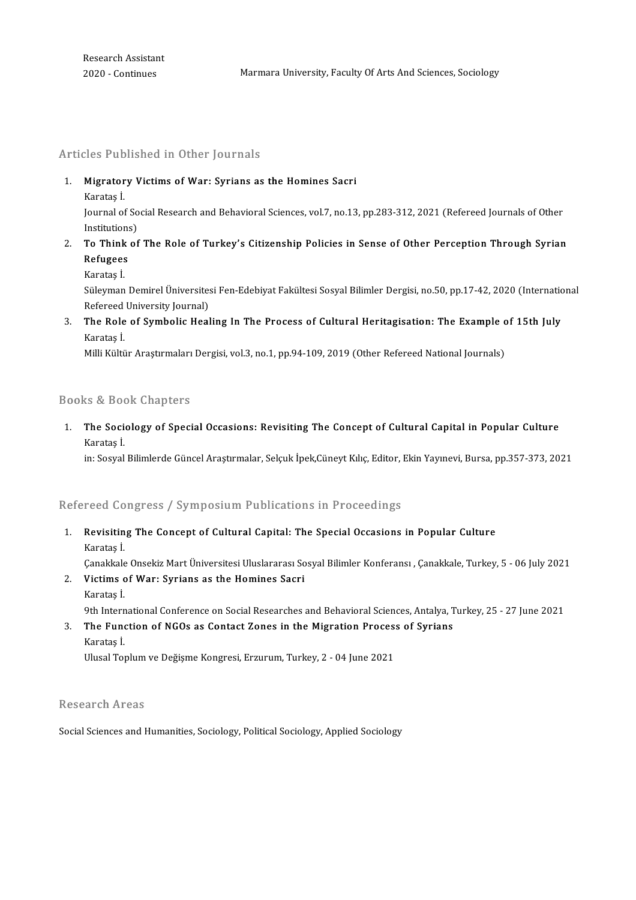Research Assistant
2020 - Continues — Marmara University, Faculty Of Arts And Sciences, Sociology

## Articles Published in Other Journals

1. **Migratory Victims of War: Syrians as the Homines Sacri**
   Karataş İ.
   Journal of Social Research and Behavioral Sciences, vol.7, no.13, pp.283-312, 2021 (Refereed Journals of Other Institutions)
2. **To Think of The Role of Turkey's Citizenship Policies in Sense of Other Perception Through Syrian Refugees**
   Karataş İ.
   Süleyman Demirel Üniversitesi Fen-Edebiyat Fakültesi Sosyal Bilimler Dergisi, no.50, pp.17-42, 2020 (International Refereed University Journal)
3. **The Role of Symbolic Healing In The Process of Cultural Heritagisation: The Example of 15th July**
   Karataş İ.
   Milli Kültür Araştırmaları Dergisi, vol.3, no.1, pp.94-109, 2019 (Other Refereed National Journals)

## Books & Book Chapters

1. **The Sociology of Special Occasions: Revisiting The Concept of Cultural Capital in Popular Culture**
   Karataş İ.
   in: Sosyal Bilimlerde Güncel Araştırmalar, Selçuk İpek,Cüneyt Kılıç, Editor, Ekin Yayınevi, Bursa, pp.357-373, 2021

## Refereed Congress / Symposium Publications in Proceedings

1. **Revisiting The Concept of Cultural Capital: The Special Occasions in Popular Culture**
   Karataş İ.
   Çanakkale Onsekiz Mart Üniversitesi Uluslararası Sosyal Bilimler Konferansı , Çanakkale, Turkey, 5 - 06 July 2021
2. **Victims of War: Syrians as the Homines Sacri**
   Karataş İ.
   9th International Conference on Social Researches and Behavioral Sciences, Antalya, Turkey, 25 - 27 June 2021
3. **The Function of NGOs as Contact Zones in the Migration Process of Syrians**
   Karataş İ.
   Ulusal Toplum ve Değişme Kongresi, Erzurum, Turkey, 2 - 04 June 2021

## Research Areas

Social Sciences and Humanities, Sociology, Political Sociology, Applied Sociology